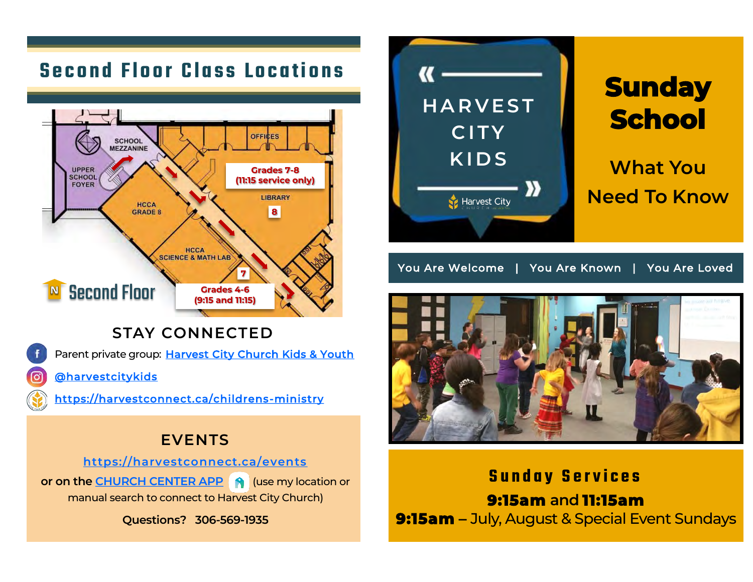## Second Floor Class Locations

SCHOOL MEZZANINE

UPPER SCHOOL FOYER

OFFICES

Grades 7-8 (11:15 service only)

LIBRARY

8

HCCA GRADE 8

HCCA SCIENCE & MATH LAB

7

Grades 4-6 (9:15 and 11:15)

N Second Floor

## STAY CONNECTED

Parent private group: [Harvest City Church Kids & Youth]

[@harvestcitykids]

[https://harvestconnect.ca/childrens-ministry]

## EVENTS

[https://harvestconnect.ca/events]

or on the [CHURCH CENTER APP] (use my location or manual search to connect to Harvest City Church)

Questions? 306-569-1935

# HARVEST CITY KIDS

Harvest City Church

# Sunday School

## What You Need To Know

You Are Welcome | You Are Known | You Are Loved

## Sunday Services

**9:15am** and **11:15am**

**9:15am** – July, August & Special Event Sundays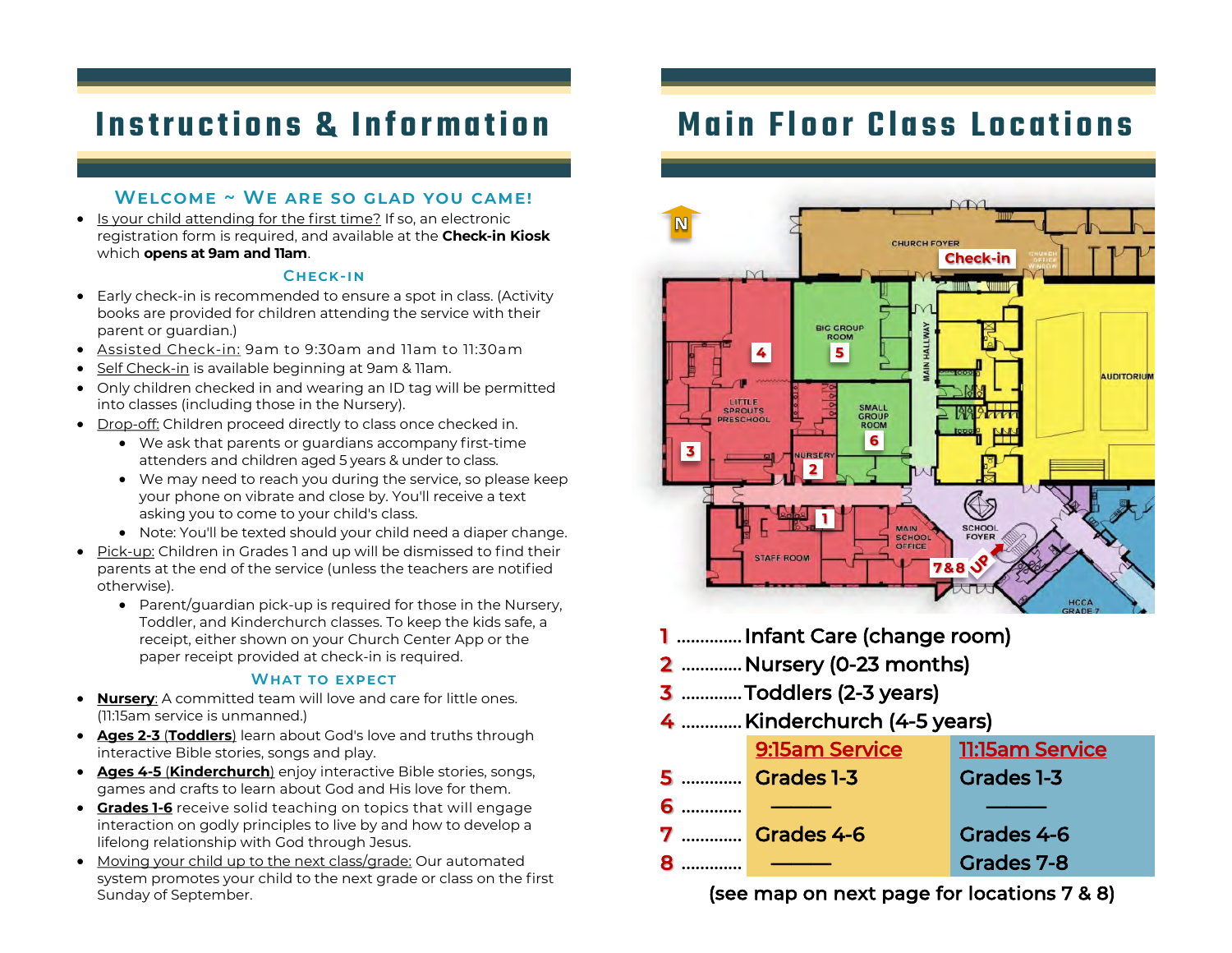# Instructions & Information

### Welcome ~ We are so glad you came!

- Is your child attending for the first time? If so, an electronic registration form is required, and available at the **Check-in Kiosk** which **opens at 9am and 11am**.

### Check-in

- Early check-in is recommended to ensure a spot in class. (Activity books are provided for children attending the service with their parent or guardian.)
- Assisted Check-in: 9am to 9:30am and 11am to 11:30am
- Self Check-in is available beginning at 9am & 11am.
- Only children checked in and wearing an ID tag will be permitted into classes (including those in the Nursery).
- Drop-off: Children proceed directly to class once checked in.
  - We ask that parents or guardians accompany first-time attenders and children aged 5 years & under to class.
  - We may need to reach you during the service, so please keep your phone on vibrate and close by. You'll receive a text asking you to come to your child's class.
  - Note: You'll be texted should your child need a diaper change.
- Pick-up: Children in Grades 1 and up will be dismissed to find their parents at the end of the service (unless the teachers are notified otherwise).
  - Parent/guardian pick-up is required for those in the Nursery, Toddler, and Kinderchurch classes. To keep the kids safe, a receipt, either shown on your Church Center App or the paper receipt provided at check-in is required.

### What to expect

- **Nursery**: A committed team will love and care for little ones. (11:15am service is unmanned.)
- **Ages 2-3 (Toddlers)** learn about God's love and truths through interactive Bible stories, songs and play.
- **Ages 4-5 (Kinderchurch)** enjoy interactive Bible stories, songs, games and crafts to learn about God and His love for them.
- **Grades 1-6** receive solid teaching on topics that will engage interaction on godly principles to live by and how to develop a lifelong relationship with God through Jesus.
- Moving your child up to the next class/grade: Our automated system promotes your child to the next grade or class on the first Sunday of September.

# Main Floor Class Locations

N
CHURCH FOYER
Check-in
CHURCH OFFICE WINDOW
BIG GROUP ROOM
5
4
MAIN HALLWAY
AUDITORIUM
LITTLE SPROUTS PRESCHOOL
SMALL GROUP ROOM
6
3
NURSERY
2
1
MAIN SCHOOL OFFICE
SCHOOL FOYER
STAFF ROOM
7&8
UP
HCCA GRADE 7

1 .............. Infant Care (change room)
2 .............. Nursery (0-23 months)
3 .............. Toddlers (2-3 years)
4 .............. Kinderchurch (4-5 years)

| | 9:15am Service | 11:15am Service |
|---|---|---|
| 5 .............. | Grades 1-3 | Grades 1-3 |
| 6 .............. | ——— | ——— |
| 7 .............. | Grades 4-6 | Grades 4-6 |
| 8 .............. | ——— | Grades 7-8 |

(see map on next page for locations 7 & 8)